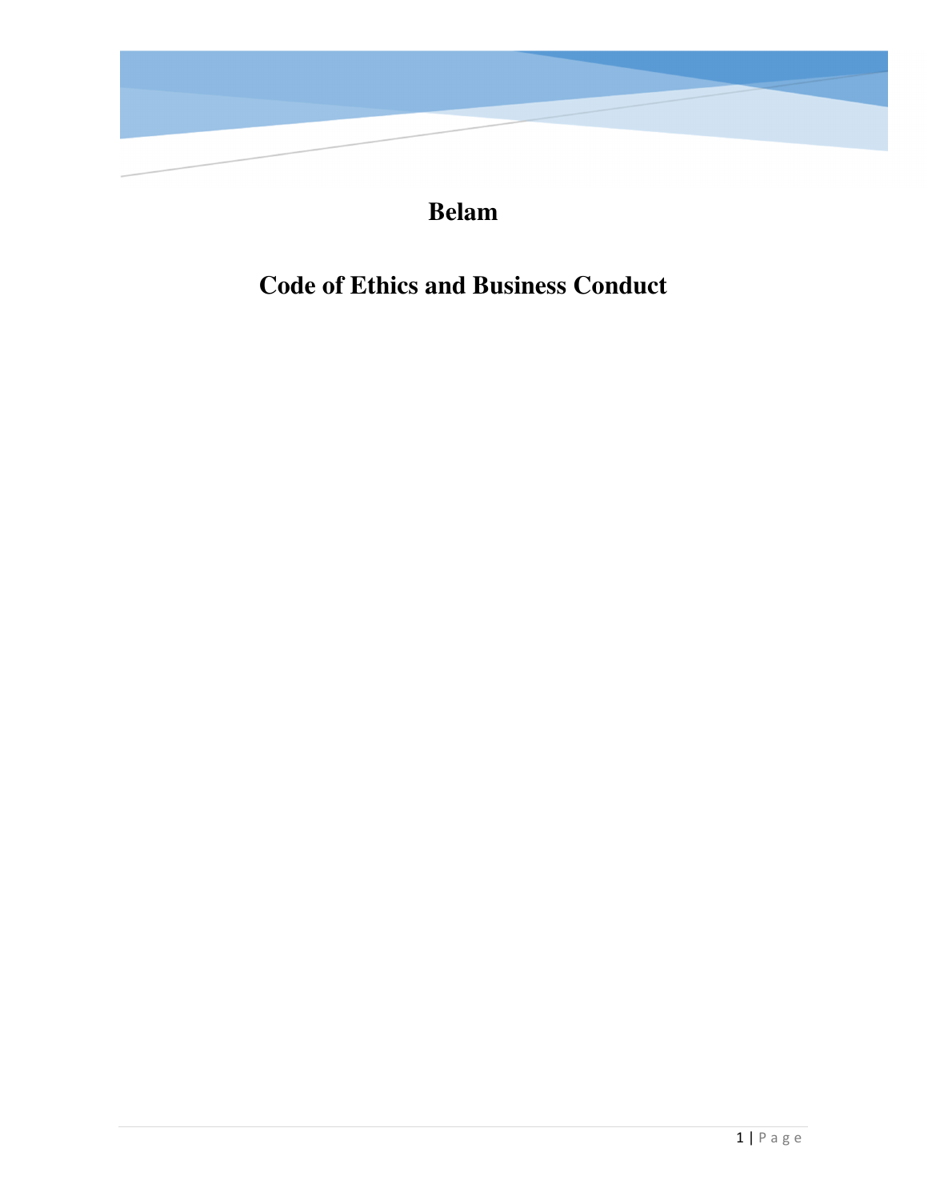# Belam

# Code of Ethics and Business Conduct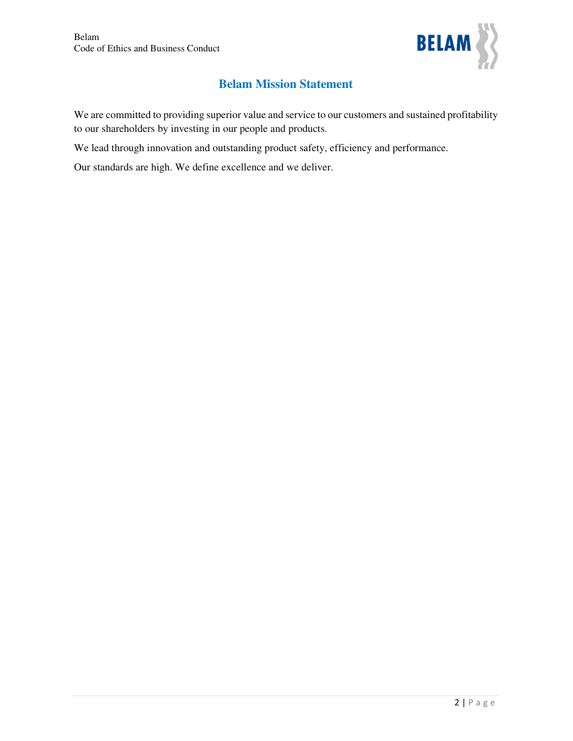## Belam Mission Statement

We are committed to providing superior value and service to our customers and sustained profitability to our shareholders by investing in our people and products.

We lead through innovation and outstanding product safety, efficiency and performance.

Our standards are high. We define excellence and we deliver.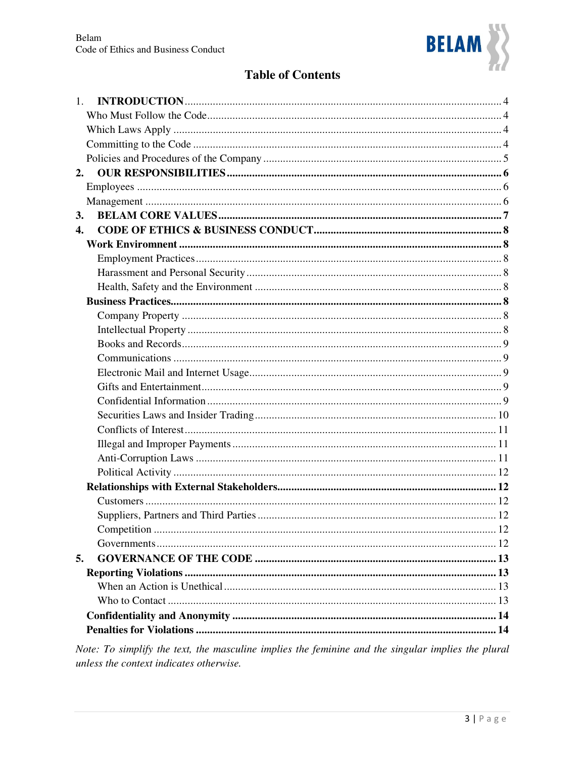# Table of Contents

1. **INTRODUCTION** ... 4
   - Who Must Follow the Code ... 4
   - Which Laws Apply ... 4
   - Committing to the Code ... 4
   - Policies and Procedures of the Company ... 5
2. **OUR RESPONSIBILITIES** ... 6
   - Employees ... 6
   - Management ... 6
3. **BELAM CORE VALUES** ... 7
4. **CODE OF ETHICS & BUSINESS CONDUCT** ... 8
   - **Work Environment** ... 8
     - Employment Practices ... 8
     - Harassment and Personal Security ... 8
     - Health, Safety and the Environment ... 8
   - **Business Practices** ... 8
     - Company Property ... 8
     - Intellectual Property ... 8
     - Books and Records ... 9
     - Communications ... 9
     - Electronic Mail and Internet Usage ... 9
     - Gifts and Entertainment ... 9
     - Confidential Information ... 9
     - Securities Laws and Insider Trading ... 10
     - Conflicts of Interest ... 11
     - Illegal and Improper Payments ... 11
     - Anti-Corruption Laws ... 11
     - Political Activity ... 12
   - **Relationships with External Stakeholders** ... 12
     - Customers ... 12
     - Suppliers, Partners and Third Parties ... 12
     - Competition ... 12
     - Governments ... 12
5. **GOVERNANCE OF THE CODE** ... 13
   - **Reporting Violations** ... 13
     - When an Action is Unethical ... 13
     - Who to Contact ... 13
   - **Confidentiality and Anonymity** ... 14
   - **Penalties for Violations** ... 14

*Note: To simplify the text, the masculine implies the feminine and the singular implies the plural unless the context indicates otherwise.*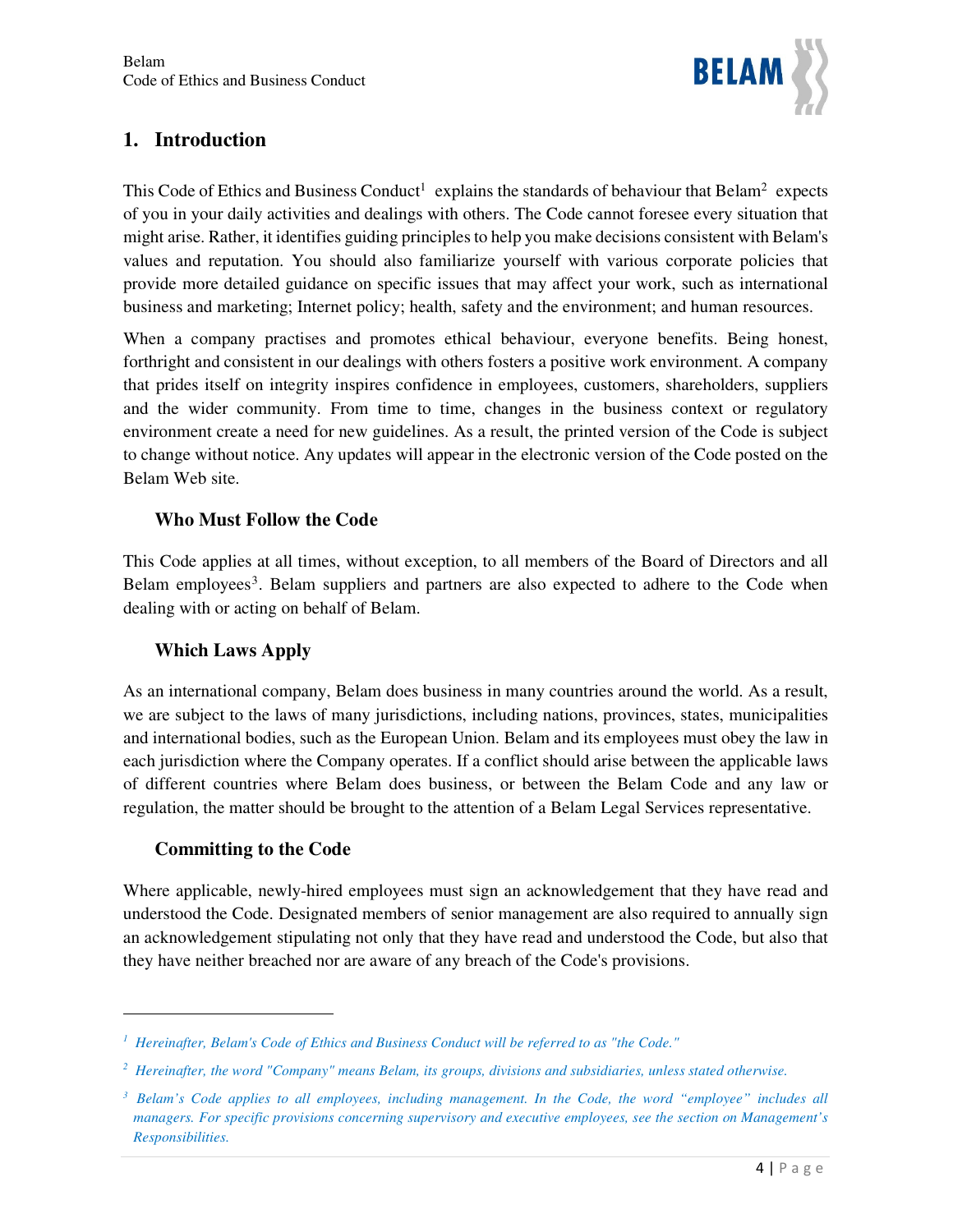# 1. Introduction

This Code of Ethics and Business Conduct[1] explains the standards of behaviour that Belam[2] expects of you in your daily activities and dealings with others. The Code cannot foresee every situation that might arise. Rather, it identifies guiding principles to help you make decisions consistent with Belam's values and reputation. You should also familiarize yourself with various corporate policies that provide more detailed guidance on specific issues that may affect your work, such as international business and marketing; Internet policy; health, safety and the environment; and human resources.

When a company practises and promotes ethical behaviour, everyone benefits. Being honest, forthright and consistent in our dealings with others fosters a positive work environment. A company that prides itself on integrity inspires confidence in employees, customers, shareholders, suppliers and the wider community. From time to time, changes in the business context or regulatory environment create a need for new guidelines. As a result, the printed version of the Code is subject to change without notice. Any updates will appear in the electronic version of the Code posted on the Belam Web site.

## Who Must Follow the Code

This Code applies at all times, without exception, to all members of the Board of Directors and all Belam employees[3]. Belam suppliers and partners are also expected to adhere to the Code when dealing with or acting on behalf of Belam.

## Which Laws Apply

As an international company, Belam does business in many countries around the world. As a result, we are subject to the laws of many jurisdictions, including nations, provinces, states, municipalities and international bodies, such as the European Union. Belam and its employees must obey the law in each jurisdiction where the Company operates. If a conflict should arise between the applicable laws of different countries where Belam does business, or between the Belam Code and any law or regulation, the matter should be brought to the attention of a Belam Legal Services representative.

## Committing to the Code

Where applicable, newly-hired employees must sign an acknowledgement that they have read and understood the Code. Designated members of senior management are also required to annually sign an acknowledgement stipulating not only that they have read and understood the Code, but also that they have neither breached nor are aware of any breach of the Code's provisions.

---

[1] *Hereinafter, Belam's Code of Ethics and Business Conduct will be referred to as "the Code."*

[2] *Hereinafter, the word "Company" means Belam, its groups, divisions and subsidiaries, unless stated otherwise.*

[3] *Belam's Code applies to all employees, including management. In the Code, the word "employee" includes all managers. For specific provisions concerning supervisory and executive employees, see the section on Management's Responsibilities.*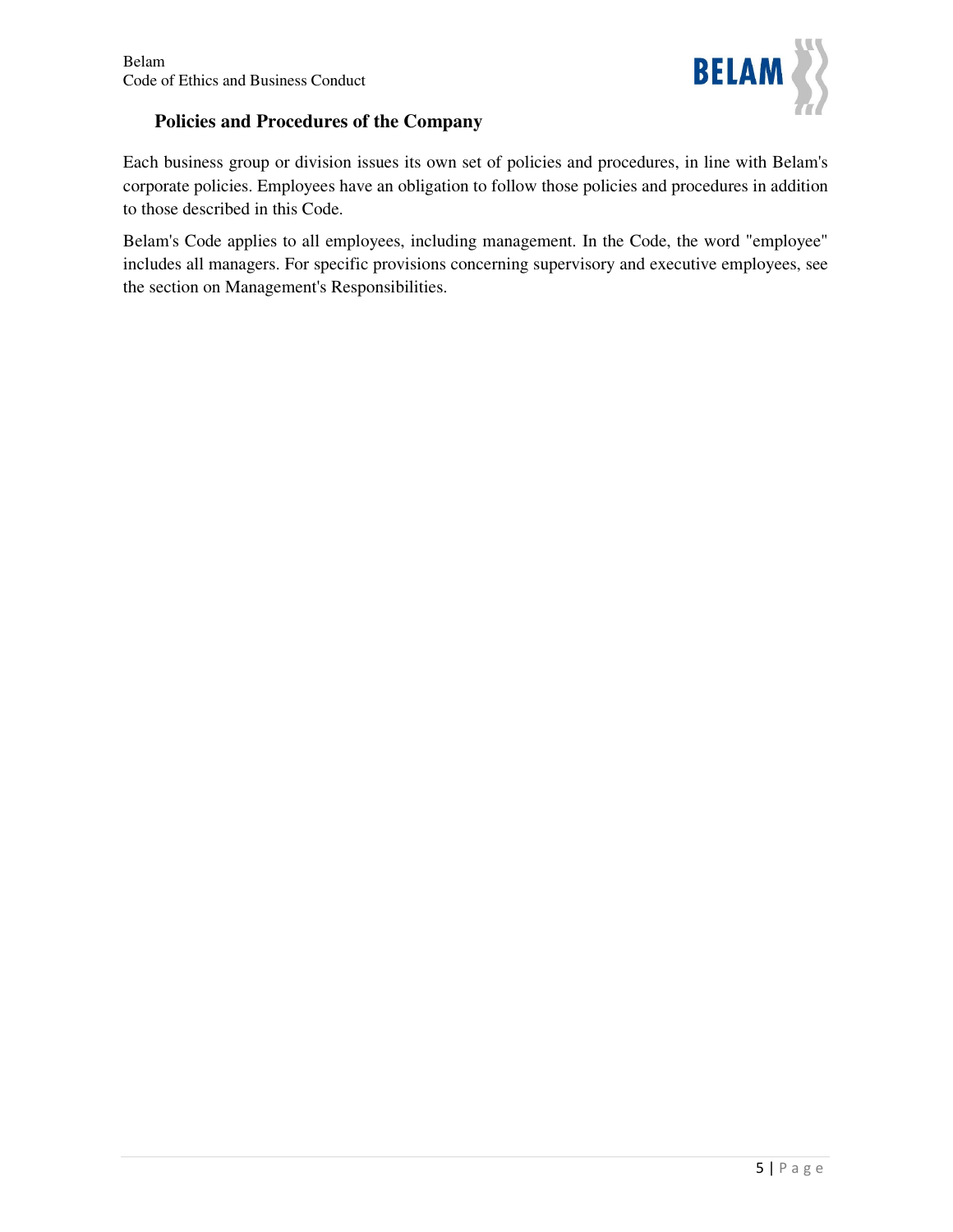## Policies and Procedures of the Company

Each business group or division issues its own set of policies and procedures, in line with Belam's corporate policies. Employees have an obligation to follow those policies and procedures in addition to those described in this Code.

Belam's Code applies to all employees, including management. In the Code, the word "employee" includes all managers. For specific provisions concerning supervisory and executive employees, see the section on Management's Responsibilities.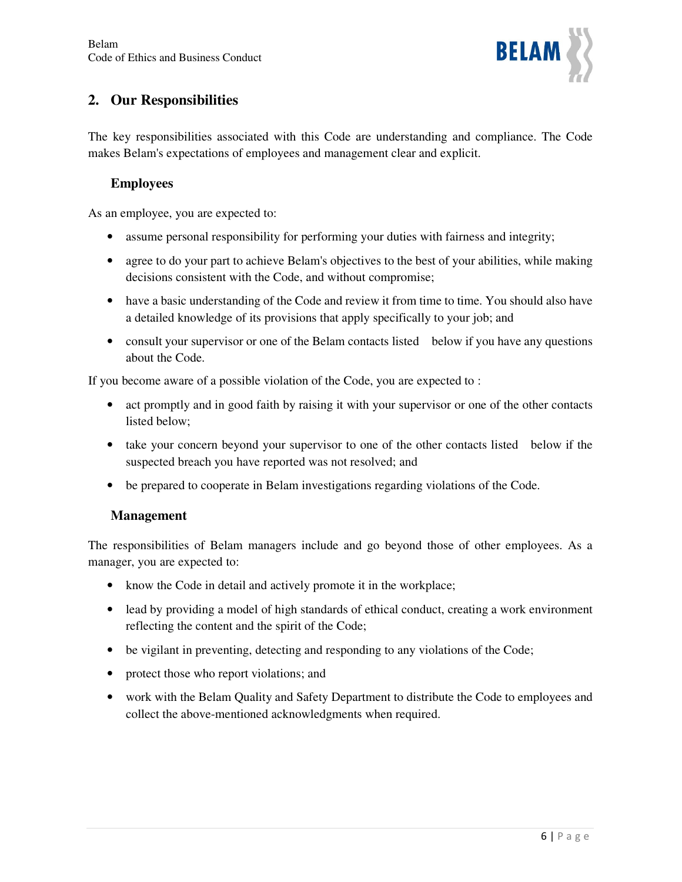## 2. Our Responsibilities

The key responsibilities associated with this Code are understanding and compliance. The Code makes Belam's expectations of employees and management clear and explicit.

### Employees

As an employee, you are expected to:

- assume personal responsibility for performing your duties with fairness and integrity;
- agree to do your part to achieve Belam's objectives to the best of your abilities, while making decisions consistent with the Code, and without compromise;
- have a basic understanding of the Code and review it from time to time. You should also have a detailed knowledge of its provisions that apply specifically to your job; and
- consult your supervisor or one of the Belam contacts listed below if you have any questions about the Code.

If you become aware of a possible violation of the Code, you are expected to :

- act promptly and in good faith by raising it with your supervisor or one of the other contacts listed below;
- take your concern beyond your supervisor to one of the other contacts listed below if the suspected breach you have reported was not resolved; and
- be prepared to cooperate in Belam investigations regarding violations of the Code.

### Management

The responsibilities of Belam managers include and go beyond those of other employees. As a manager, you are expected to:

- know the Code in detail and actively promote it in the workplace;
- lead by providing a model of high standards of ethical conduct, creating a work environment reflecting the content and the spirit of the Code;
- be vigilant in preventing, detecting and responding to any violations of the Code;
- protect those who report violations; and
- work with the Belam Quality and Safety Department to distribute the Code to employees and collect the above-mentioned acknowledgments when required.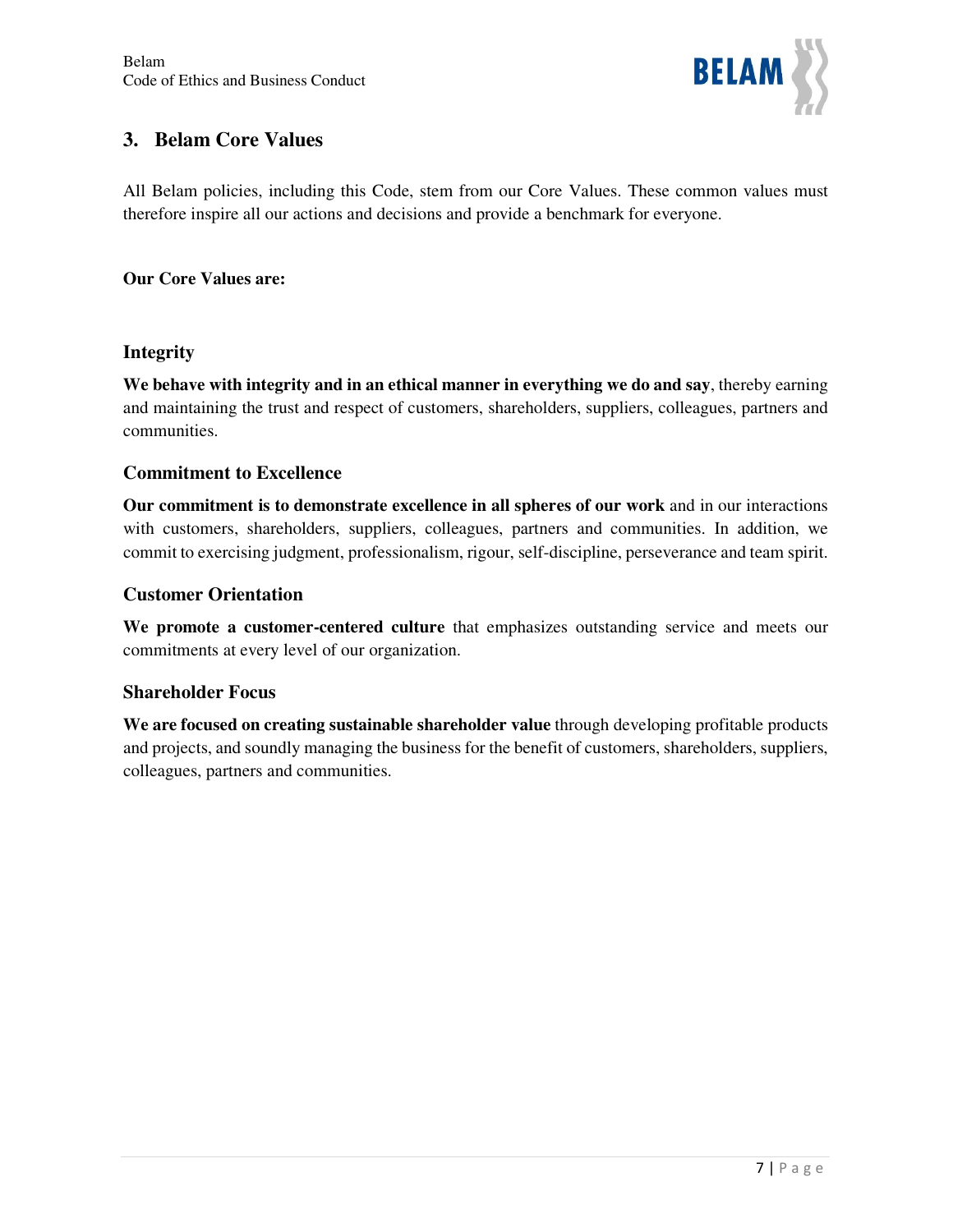## 3. Belam Core Values

All Belam policies, including this Code, stem from our Core Values. These common values must therefore inspire all our actions and decisions and provide a benchmark for everyone.

**Our Core Values are:**

### Integrity

**We behave with integrity and in an ethical manner in everything we do and say**, thereby earning and maintaining the trust and respect of customers, shareholders, suppliers, colleagues, partners and communities.

### Commitment to Excellence

**Our commitment is to demonstrate excellence in all spheres of our work** and in our interactions with customers, shareholders, suppliers, colleagues, partners and communities. In addition, we commit to exercising judgment, professionalism, rigour, self-discipline, perseverance and team spirit.

### Customer Orientation

**We promote a customer-centered culture** that emphasizes outstanding service and meets our commitments at every level of our organization.

### Shareholder Focus

**We are focused on creating sustainable shareholder value** through developing profitable products and projects, and soundly managing the business for the benefit of customers, shareholders, suppliers, colleagues, partners and communities.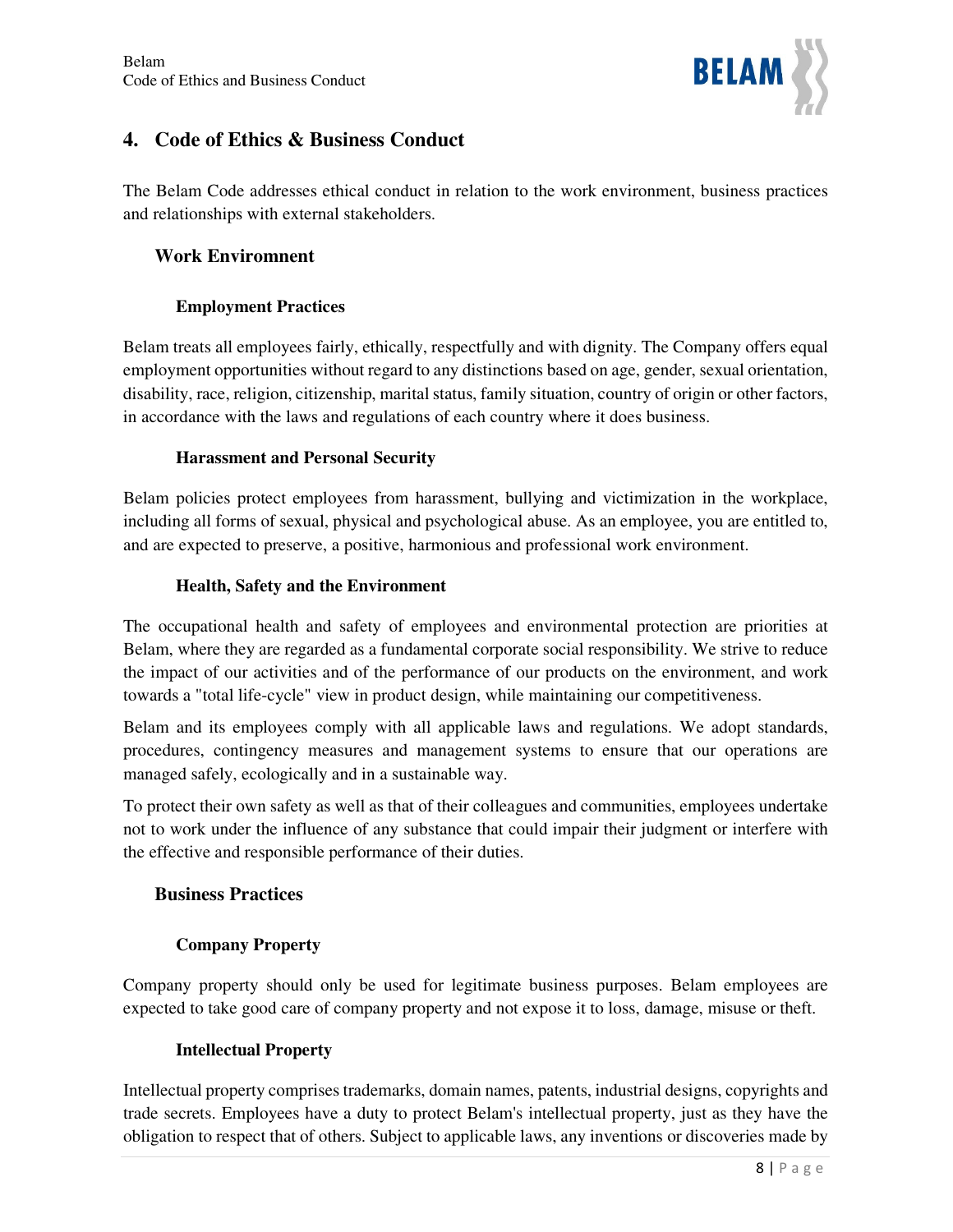## 4. Code of Ethics & Business Conduct

The Belam Code addresses ethical conduct in relation to the work environment, business practices and relationships with external stakeholders.

### Work Enviromnent

#### Employment Practices

Belam treats all employees fairly, ethically, respectfully and with dignity. The Company offers equal employment opportunities without regard to any distinctions based on age, gender, sexual orientation, disability, race, religion, citizenship, marital status, family situation, country of origin or other factors, in accordance with the laws and regulations of each country where it does business.

#### Harassment and Personal Security

Belam policies protect employees from harassment, bullying and victimization in the workplace, including all forms of sexual, physical and psychological abuse. As an employee, you are entitled to, and are expected to preserve, a positive, harmonious and professional work environment.

#### Health, Safety and the Environment

The occupational health and safety of employees and environmental protection are priorities at Belam, where they are regarded as a fundamental corporate social responsibility. We strive to reduce the impact of our activities and of the performance of our products on the environment, and work towards a "total life-cycle" view in product design, while maintaining our competitiveness.

Belam and its employees comply with all applicable laws and regulations. We adopt standards, procedures, contingency measures and management systems to ensure that our operations are managed safely, ecologically and in a sustainable way.

To protect their own safety as well as that of their colleagues and communities, employees undertake not to work under the influence of any substance that could impair their judgment or interfere with the effective and responsible performance of their duties.

### Business Practices

#### Company Property

Company property should only be used for legitimate business purposes. Belam employees are expected to take good care of company property and not expose it to loss, damage, misuse or theft.

#### Intellectual Property

Intellectual property comprises trademarks, domain names, patents, industrial designs, copyrights and trade secrets. Employees have a duty to protect Belam's intellectual property, just as they have the obligation to respect that of others. Subject to applicable laws, any inventions or discoveries made by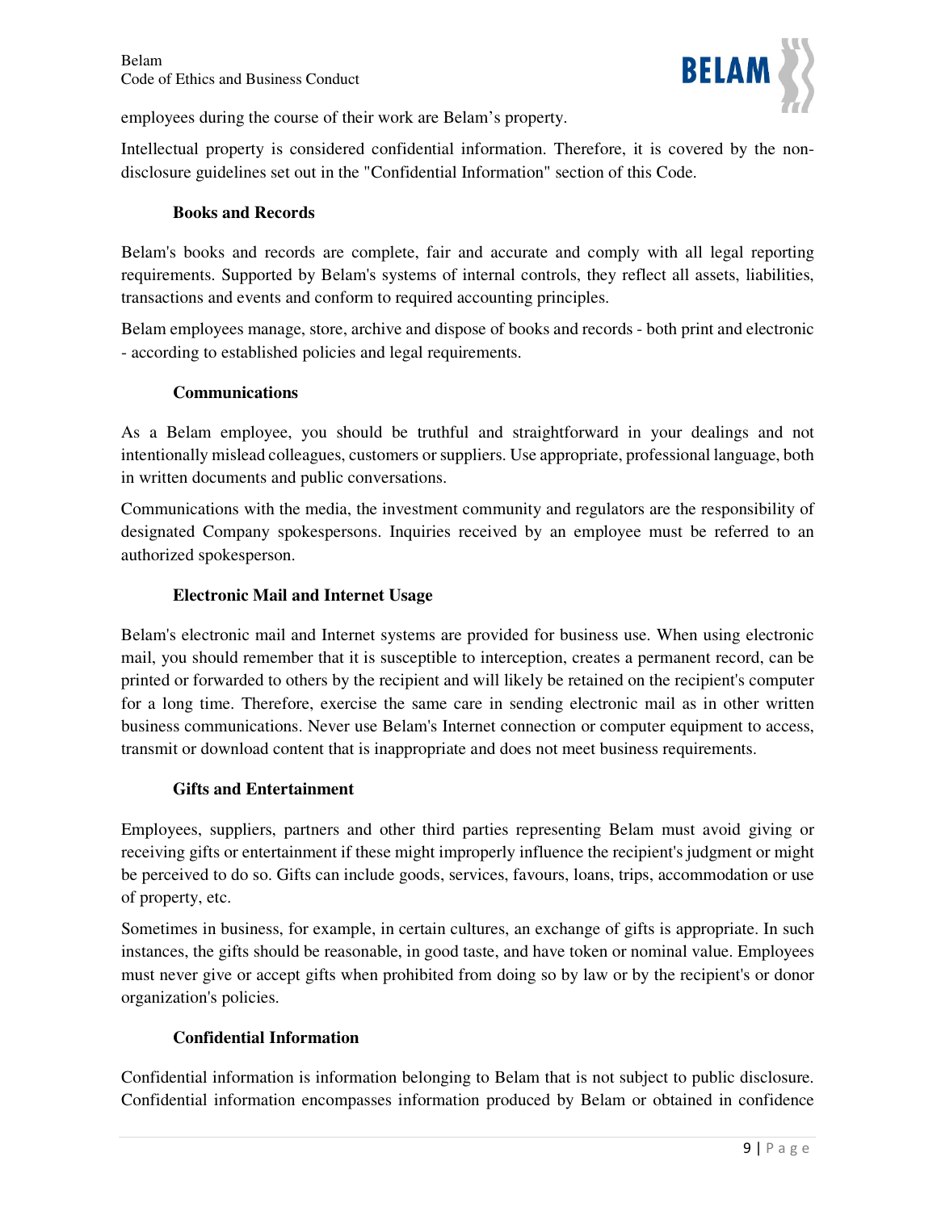employees during the course of their work are Belam's property.

Intellectual property is considered confidential information. Therefore, it is covered by the non-disclosure guidelines set out in the "Confidential Information" section of this Code.

### Books and Records

Belam's books and records are complete, fair and accurate and comply with all legal reporting requirements. Supported by Belam's systems of internal controls, they reflect all assets, liabilities, transactions and events and conform to required accounting principles.

Belam employees manage, store, archive and dispose of books and records - both print and electronic - according to established policies and legal requirements.

### Communications

As a Belam employee, you should be truthful and straightforward in your dealings and not intentionally mislead colleagues, customers or suppliers. Use appropriate, professional language, both in written documents and public conversations.

Communications with the media, the investment community and regulators are the responsibility of designated Company spokespersons. Inquiries received by an employee must be referred to an authorized spokesperson.

### Electronic Mail and Internet Usage

Belam's electronic mail and Internet systems are provided for business use. When using electronic mail, you should remember that it is susceptible to interception, creates a permanent record, can be printed or forwarded to others by the recipient and will likely be retained on the recipient's computer for a long time. Therefore, exercise the same care in sending electronic mail as in other written business communications. Never use Belam's Internet connection or computer equipment to access, transmit or download content that is inappropriate and does not meet business requirements.

### Gifts and Entertainment

Employees, suppliers, partners and other third parties representing Belam must avoid giving or receiving gifts or entertainment if these might improperly influence the recipient's judgment or might be perceived to do so. Gifts can include goods, services, favours, loans, trips, accommodation or use of property, etc.

Sometimes in business, for example, in certain cultures, an exchange of gifts is appropriate. In such instances, the gifts should be reasonable, in good taste, and have token or nominal value. Employees must never give or accept gifts when prohibited from doing so by law or by the recipient's or donor organization's policies.

### Confidential Information

Confidential information is information belonging to Belam that is not subject to public disclosure. Confidential information encompasses information produced by Belam or obtained in confidence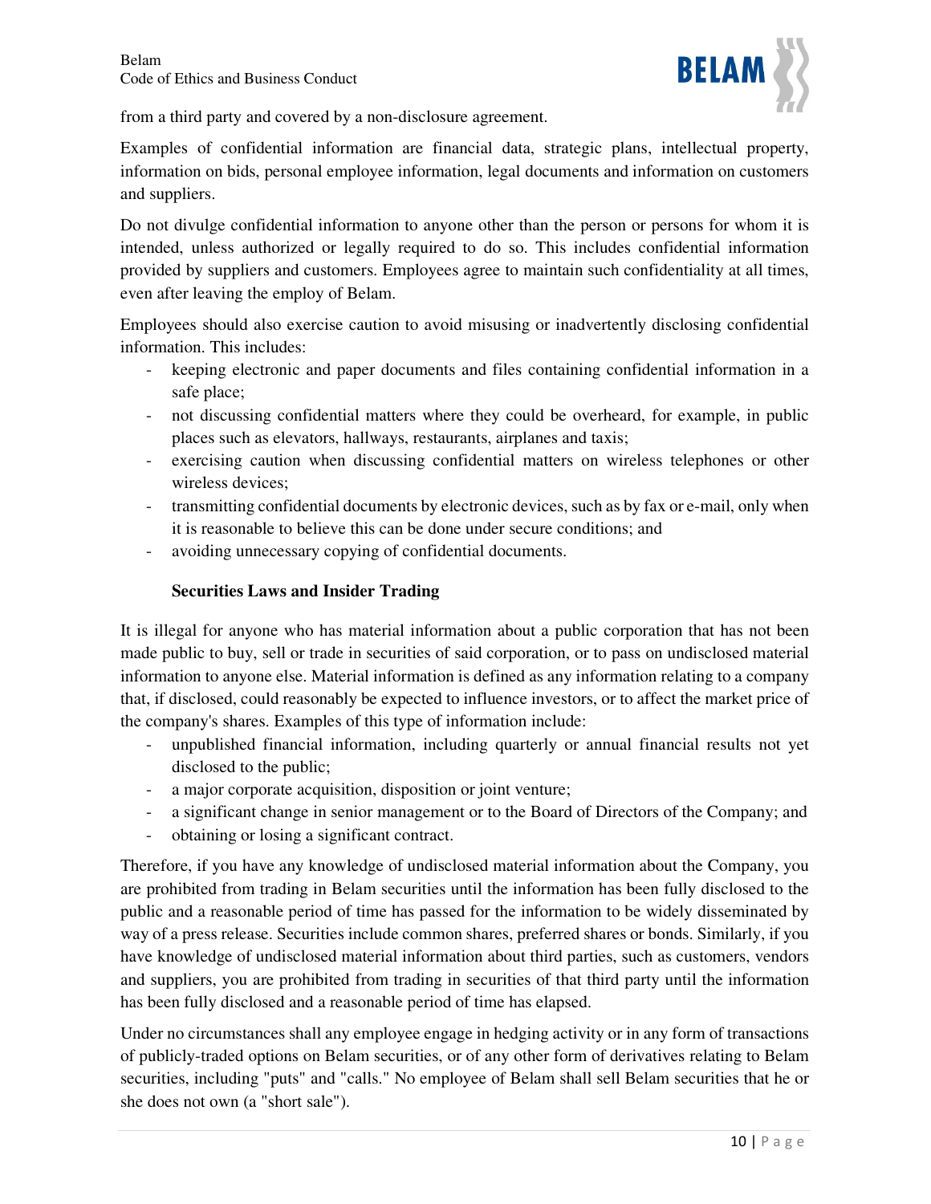from a third party and covered by a non-disclosure agreement.

Examples of confidential information are financial data, strategic plans, intellectual property, information on bids, personal employee information, legal documents and information on customers and suppliers.

Do not divulge confidential information to anyone other than the person or persons for whom it is intended, unless authorized or legally required to do so. This includes confidential information provided by suppliers and customers. Employees agree to maintain such confidentiality at all times, even after leaving the employ of Belam.

Employees should also exercise caution to avoid misusing or inadvertently disclosing confidential information. This includes:

- keeping electronic and paper documents and files containing confidential information in a safe place;
- not discussing confidential matters where they could be overheard, for example, in public places such as elevators, hallways, restaurants, airplanes and taxis;
- exercising caution when discussing confidential matters on wireless telephones or other wireless devices;
- transmitting confidential documents by electronic devices, such as by fax or e-mail, only when it is reasonable to believe this can be done under secure conditions; and
- avoiding unnecessary copying of confidential documents.

**Securities Laws and Insider Trading**

It is illegal for anyone who has material information about a public corporation that has not been made public to buy, sell or trade in securities of said corporation, or to pass on undisclosed material information to anyone else. Material information is defined as any information relating to a company that, if disclosed, could reasonably be expected to influence investors, or to affect the market price of the company's shares. Examples of this type of information include:

- unpublished financial information, including quarterly or annual financial results not yet disclosed to the public;
- a major corporate acquisition, disposition or joint venture;
- a significant change in senior management or to the Board of Directors of the Company; and
- obtaining or losing a significant contract.

Therefore, if you have any knowledge of undisclosed material information about the Company, you are prohibited from trading in Belam securities until the information has been fully disclosed to the public and a reasonable period of time has passed for the information to be widely disseminated by way of a press release. Securities include common shares, preferred shares or bonds. Similarly, if you have knowledge of undisclosed material information about third parties, such as customers, vendors and suppliers, you are prohibited from trading in securities of that third party until the information has been fully disclosed and a reasonable period of time has elapsed.

Under no circumstances shall any employee engage in hedging activity or in any form of transactions of publicly-traded options on Belam securities, or of any other form of derivatives relating to Belam securities, including "puts" and "calls." No employee of Belam shall sell Belam securities that he or she does not own (a "short sale").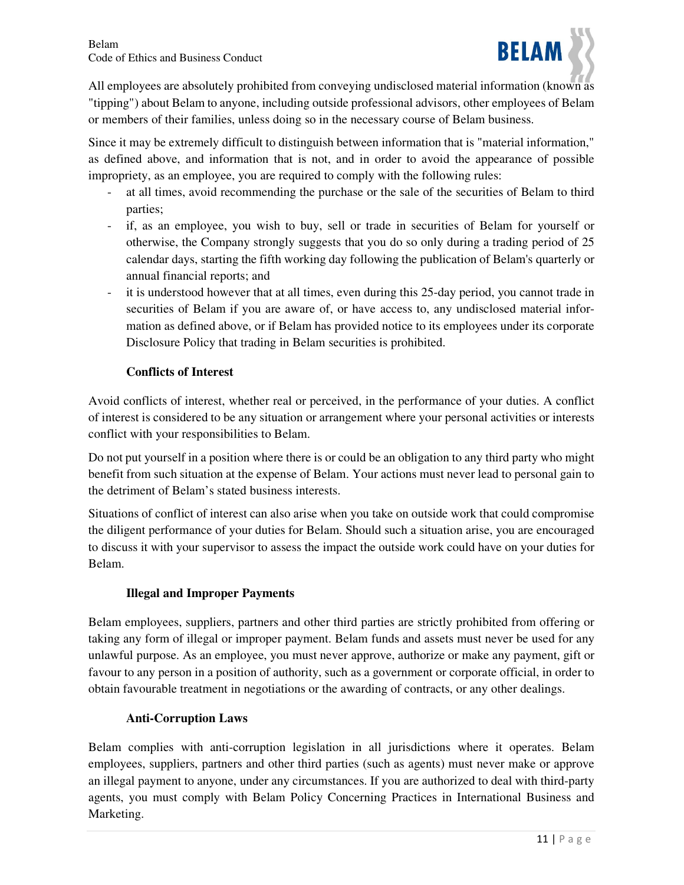All employees are absolutely prohibited from conveying undisclosed material information (known as "tipping") about Belam to anyone, including outside professional advisors, other employees of Belam or members of their families, unless doing so in the necessary course of Belam business.

Since it may be extremely difficult to distinguish between information that is "material information," as defined above, and information that is not, and in order to avoid the appearance of possible impropriety, as an employee, you are required to comply with the following rules:

- at all times, avoid recommending the purchase or the sale of the securities of Belam to third parties;
- if, as an employee, you wish to buy, sell or trade in securities of Belam for yourself or otherwise, the Company strongly suggests that you do so only during a trading period of 25 calendar days, starting the fifth working day following the publication of Belam's quarterly or annual financial reports; and
- it is understood however that at all times, even during this 25-day period, you cannot trade in securities of Belam if you are aware of, or have access to, any undisclosed material information as defined above, or if Belam has provided notice to its employees under its corporate Disclosure Policy that trading in Belam securities is prohibited.

**Conflicts of Interest**

Avoid conflicts of interest, whether real or perceived, in the performance of your duties. A conflict of interest is considered to be any situation or arrangement where your personal activities or interests conflict with your responsibilities to Belam.

Do not put yourself in a position where there is or could be an obligation to any third party who might benefit from such situation at the expense of Belam. Your actions must never lead to personal gain to the detriment of Belam's stated business interests.

Situations of conflict of interest can also arise when you take on outside work that could compromise the diligent performance of your duties for Belam. Should such a situation arise, you are encouraged to discuss it with your supervisor to assess the impact the outside work could have on your duties for Belam.

**Illegal and Improper Payments**

Belam employees, suppliers, partners and other third parties are strictly prohibited from offering or taking any form of illegal or improper payment. Belam funds and assets must never be used for any unlawful purpose. As an employee, you must never approve, authorize or make any payment, gift or favour to any person in a position of authority, such as a government or corporate official, in order to obtain favourable treatment in negotiations or the awarding of contracts, or any other dealings.

**Anti-Corruption Laws**

Belam complies with anti-corruption legislation in all jurisdictions where it operates. Belam employees, suppliers, partners and other third parties (such as agents) must never make or approve an illegal payment to anyone, under any circumstances. If you are authorized to deal with third-party agents, you must comply with Belam Policy Concerning Practices in International Business and Marketing.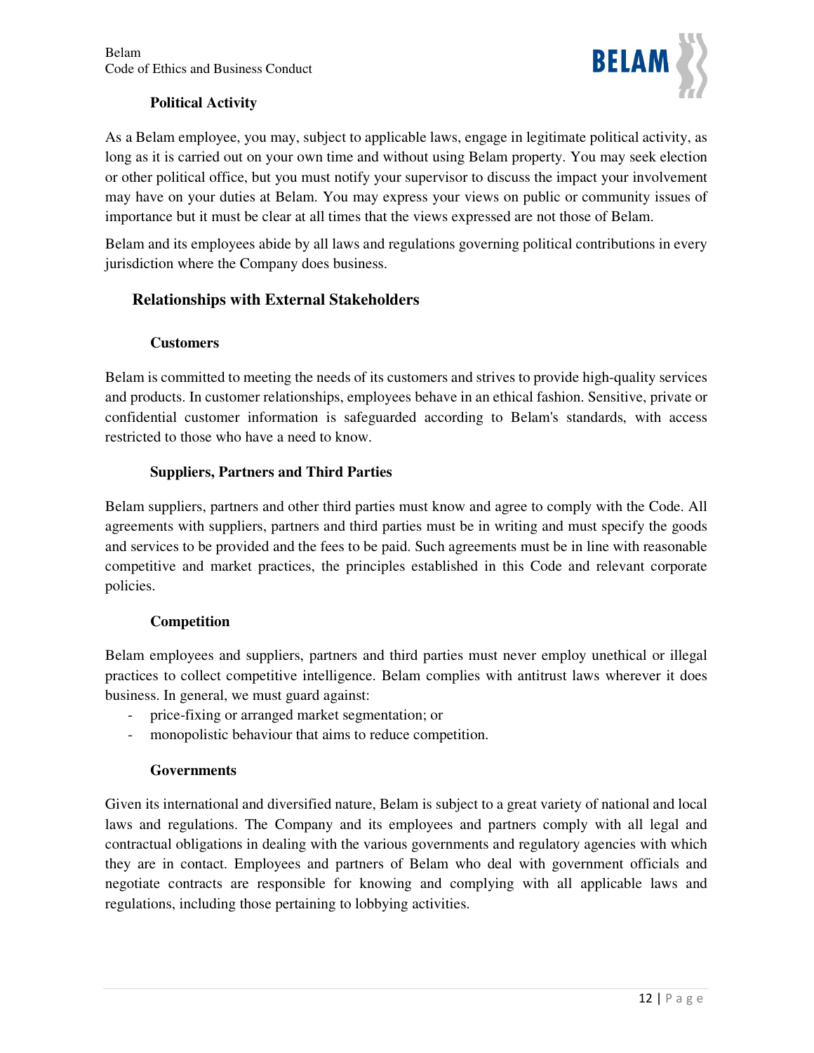### Political Activity

As a Belam employee, you may, subject to applicable laws, engage in legitimate political activity, as long as it is carried out on your own time and without using Belam property. You may seek election or other political office, but you must notify your supervisor to discuss the impact your involvement may have on your duties at Belam. You may express your views on public or community issues of importance but it must be clear at all times that the views expressed are not those of Belam.

Belam and its employees abide by all laws and regulations governing political contributions in every jurisdiction where the Company does business.

## Relationships with External Stakeholders

### Customers

Belam is committed to meeting the needs of its customers and strives to provide high-quality services and products. In customer relationships, employees behave in an ethical fashion. Sensitive, private or confidential customer information is safeguarded according to Belam's standards, with access restricted to those who have a need to know.

### Suppliers, Partners and Third Parties

Belam suppliers, partners and other third parties must know and agree to comply with the Code. All agreements with suppliers, partners and third parties must be in writing and must specify the goods and services to be provided and the fees to be paid. Such agreements must be in line with reasonable competitive and market practices, the principles established in this Code and relevant corporate policies.

### Competition

Belam employees and suppliers, partners and third parties must never employ unethical or illegal practices to collect competitive intelligence. Belam complies with antitrust laws wherever it does business. In general, we must guard against:

- price-fixing or arranged market segmentation; or
- monopolistic behaviour that aims to reduce competition.

### Governments

Given its international and diversified nature, Belam is subject to a great variety of national and local laws and regulations. The Company and its employees and partners comply with all legal and contractual obligations in dealing with the various governments and regulatory agencies with which they are in contact. Employees and partners of Belam who deal with government officials and negotiate contracts are responsible for knowing and complying with all applicable laws and regulations, including those pertaining to lobbying activities.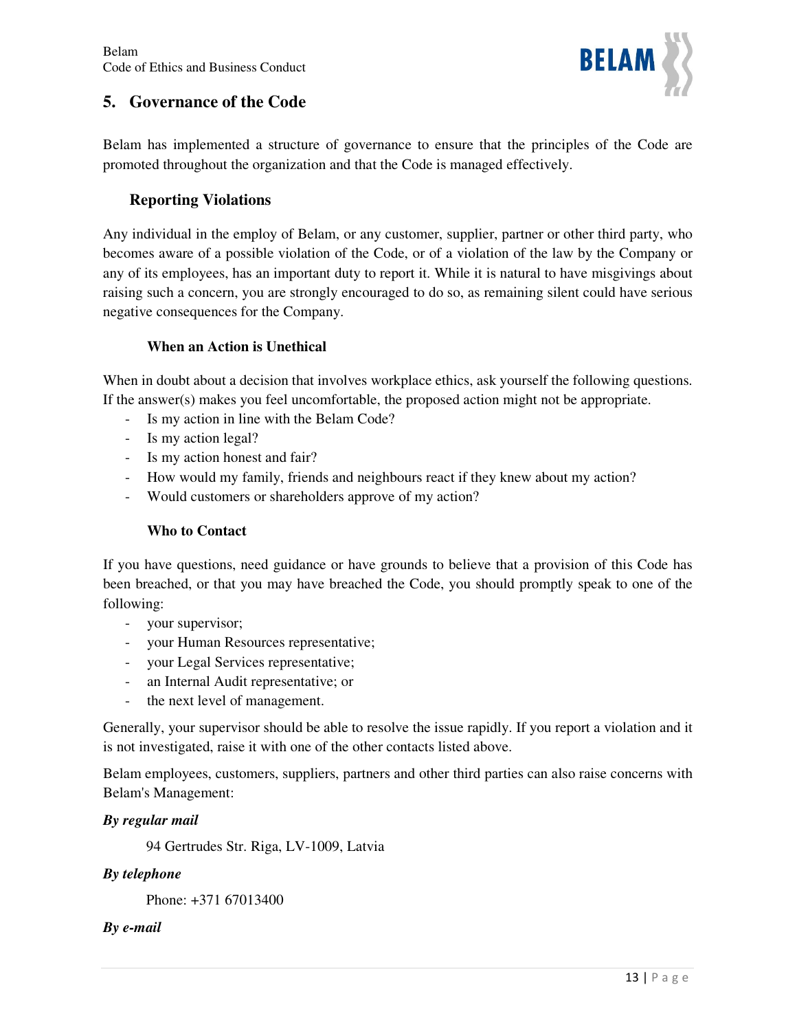## 5. Governance of the Code

Belam has implemented a structure of governance to ensure that the principles of the Code are promoted throughout the organization and that the Code is managed effectively.

### Reporting Violations

Any individual in the employ of Belam, or any customer, supplier, partner or other third party, who becomes aware of a possible violation of the Code, or of a violation of the law by the Company or any of its employees, has an important duty to report it. While it is natural to have misgivings about raising such a concern, you are strongly encouraged to do so, as remaining silent could have serious negative consequences for the Company.

#### When an Action is Unethical

When in doubt about a decision that involves workplace ethics, ask yourself the following questions. If the answer(s) makes you feel uncomfortable, the proposed action might not be appropriate.

- Is my action in line with the Belam Code?
- Is my action legal?
- Is my action honest and fair?
- How would my family, friends and neighbours react if they knew about my action?
- Would customers or shareholders approve of my action?

#### Who to Contact

If you have questions, need guidance or have grounds to believe that a provision of this Code has been breached, or that you may have breached the Code, you should promptly speak to one of the following:

- your supervisor;
- your Human Resources representative;
- your Legal Services representative;
- an Internal Audit representative; or
- the next level of management.

Generally, your supervisor should be able to resolve the issue rapidly. If you report a violation and it is not investigated, raise it with one of the other contacts listed above.

Belam employees, customers, suppliers, partners and other third parties can also raise concerns with Belam's Management:

***By regular mail***

94 Gertrudes Str. Riga, LV-1009, Latvia

***By telephone***

Phone: +371 67013400

***By e-mail***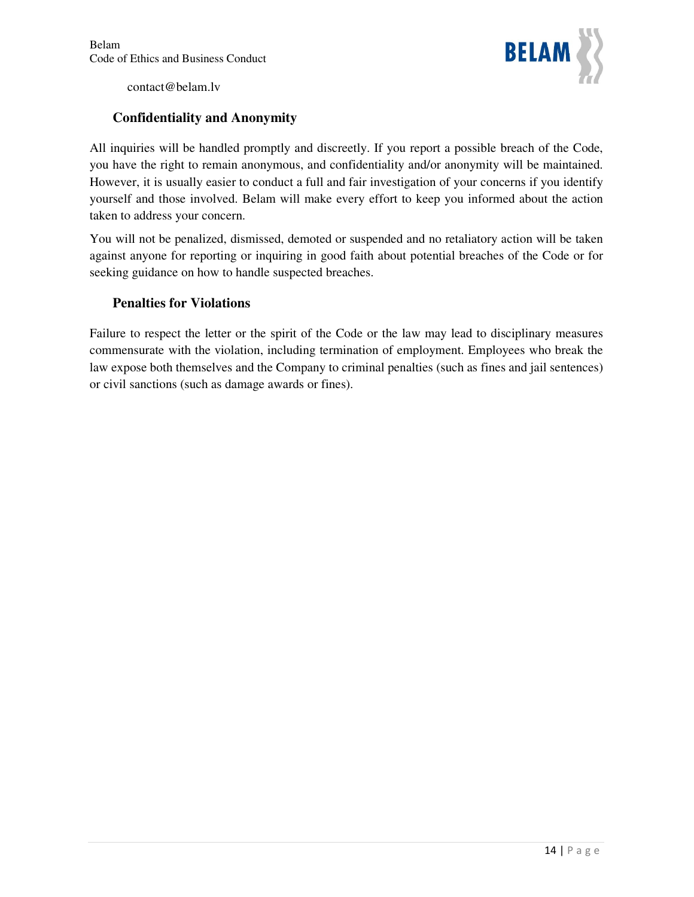contact@belam.lv

## Confidentiality and Anonymity

All inquiries will be handled promptly and discreetly. If you report a possible breach of the Code, you have the right to remain anonymous, and confidentiality and/or anonymity will be maintained. However, it is usually easier to conduct a full and fair investigation of your concerns if you identify yourself and those involved. Belam will make every effort to keep you informed about the action taken to address your concern.

You will not be penalized, dismissed, demoted or suspended and no retaliatory action will be taken against anyone for reporting or inquiring in good faith about potential breaches of the Code or for seeking guidance on how to handle suspected breaches.

## Penalties for Violations

Failure to respect the letter or the spirit of the Code or the law may lead to disciplinary measures commensurate with the violation, including termination of employment. Employees who break the law expose both themselves and the Company to criminal penalties (such as fines and jail sentences) or civil sanctions (such as damage awards or fines).